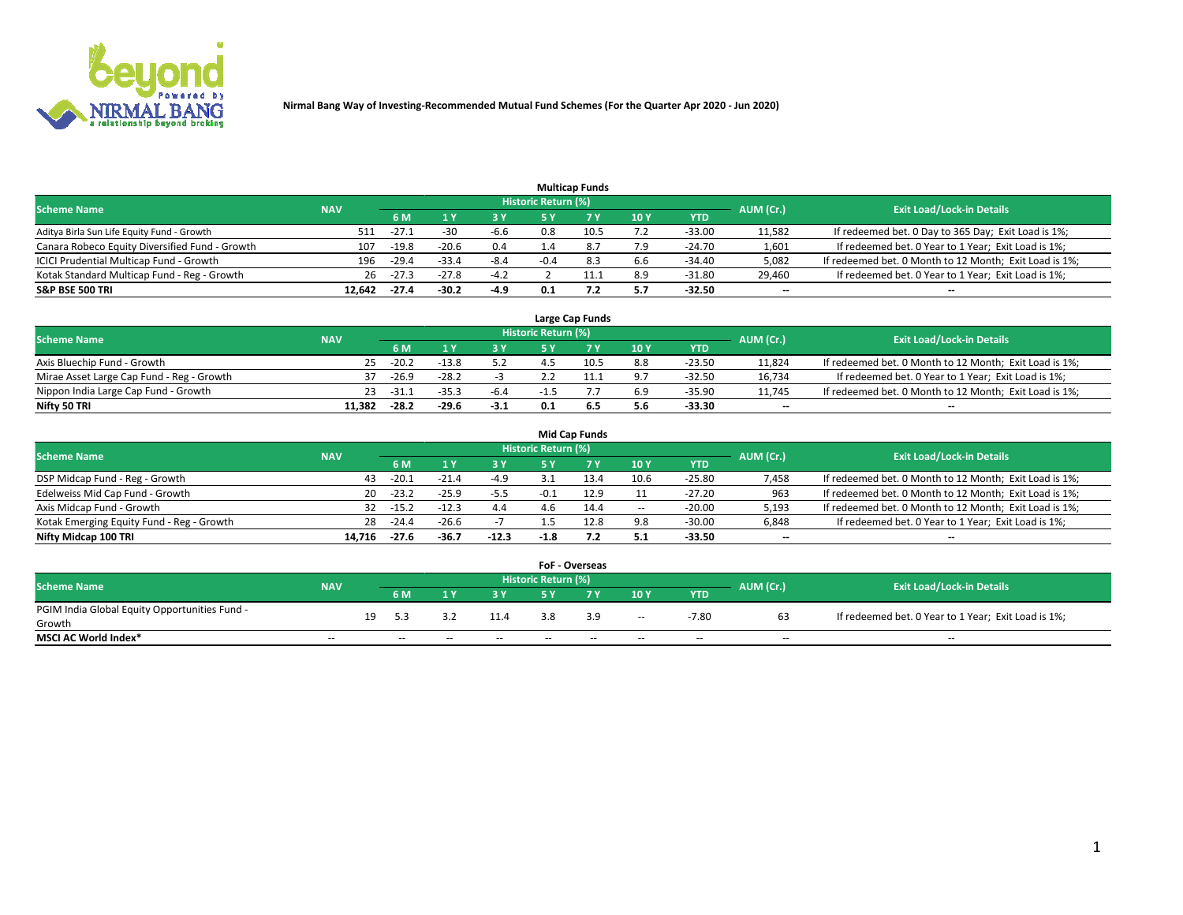**Nirmal Bang Way of Investing-Recommended Mutual Fund Schemes (For the Quarter Apr 2020 - Jun 2020)**

### Multicap Funds

| Scheme Name | NAV | Historic Return (%) | | | | | | | AUM (Cr.) | Exit Load/Lock-in Details |
|---|---|---|---|---|---|---|---|---|---|---|
| | | 6 M | 1 Y | 3 Y | 5 Y | 7 Y | 10 Y | YTD | | |
| Aditya Birla Sun Life Equity Fund - Growth | 511 | -27.1 | -30 | -6.6 | 0.8 | 10.5 | 7.2 | -33.00 | 11,582 | If redeemed bet. 0 Day to 365 Day; Exit Load is 1%; |
| Canara Robeco Equity Diversified Fund - Growth | 107 | -19.8 | -20.6 | 0.4 | 1.4 | 8.7 | 7.9 | -24.70 | 1,601 | If redeemed bet. 0 Year to 1 Year; Exit Load is 1%; |
| ICICI Prudential Multicap Fund - Growth | 196 | -29.4 | -33.4 | -8.4 | -0.4 | 8.3 | 6.6 | -34.40 | 5,082 | If redeemed bet. 0 Month to 12 Month; Exit Load is 1%; |
| Kotak Standard Multicap Fund - Reg - Growth | 26 | -27.3 | -27.8 | -4.2 | 2 | 11.1 | 8.9 | -31.80 | 29,460 | If redeemed bet. 0 Year to 1 Year; Exit Load is 1%; |
| **S&P BSE 500 TRI** | **12,642** | **-27.4** | **-30.2** | **-4.9** | **0.1** | **7.2** | **5.7** | **-32.50** | **--** | **--** |

### Large Cap Funds

| Scheme Name | NAV | Historic Return (%) | | | | | | | AUM (Cr.) | Exit Load/Lock-in Details |
|---|---|---|---|---|---|---|---|---|---|---|
| | | 6 M | 1 Y | 3 Y | 5 Y | 7 Y | 10 Y | YTD | | |
| Axis Bluechip Fund - Growth | 25 | -20.2 | -13.8 | 5.2 | 4.5 | 10.5 | 8.8 | -23.50 | 11,824 | If redeemed bet. 0 Month to 12 Month; Exit Load is 1%; |
| Mirae Asset Large Cap Fund - Reg - Growth | 37 | -26.9 | -28.2 | -3 | 2.2 | 11.1 | 9.7 | -32.50 | 16,734 | If redeemed bet. 0 Year to 1 Year; Exit Load is 1%; |
| Nippon India Large Cap Fund - Growth | 23 | -31.1 | -35.3 | -6.4 | -1.5 | 7.7 | 6.9 | -35.90 | 11,745 | If redeemed bet. 0 Month to 12 Month; Exit Load is 1%; |
| **Nifty 50 TRI** | **11,382** | **-28.2** | **-29.6** | **-3.1** | **0.1** | **6.5** | **5.6** | **-33.30** | **--** | **--** |

### Mid Cap Funds

| Scheme Name | NAV | Historic Return (%) | | | | | | | AUM (Cr.) | Exit Load/Lock-in Details |
|---|---|---|---|---|---|---|---|---|---|---|
| | | 6 M | 1 Y | 3 Y | 5 Y | 7 Y | 10 Y | YTD | | |
| DSP Midcap Fund - Reg - Growth | 43 | -20.1 | -21.4 | -4.9 | 3.1 | 13.4 | 10.6 | -25.80 | 7,458 | If redeemed bet. 0 Month to 12 Month; Exit Load is 1%; |
| Edelweiss Mid Cap Fund - Growth | 20 | -23.2 | -25.9 | -5.5 | -0.1 | 12.9 | 11 | -27.20 | 963 | If redeemed bet. 0 Month to 12 Month; Exit Load is 1%; |
| Axis Midcap Fund - Growth | 32 | -15.2 | -12.3 | 4.4 | 4.6 | 14.4 | -- | -20.00 | 5,193 | If redeemed bet. 0 Month to 12 Month; Exit Load is 1%; |
| Kotak Emerging Equity Fund - Reg - Growth | 28 | -24.4 | -26.6 | -7 | 1.5 | 12.8 | 9.8 | -30.00 | 6,848 | If redeemed bet. 0 Year to 1 Year; Exit Load is 1%; |
| **Nifty Midcap 100 TRI** | **14,716** | **-27.6** | **-36.7** | **-12.3** | **-1.8** | **7.2** | **5.1** | **-33.50** | **--** | **--** |

### FoF - Overseas

| Scheme Name | NAV | Historic Return (%) | | | | | | | AUM (Cr.) | Exit Load/Lock-in Details |
|---|---|---|---|---|---|---|---|---|---|---|
| | | 6 M | 1 Y | 3 Y | 5 Y | 7 Y | 10 Y | YTD | | |
| PGIM India Global Equity Opportunities Fund - Growth | 19 | 5.3 | 3.2 | 11.4 | 3.8 | 3.9 | -- | -7.80 | 63 | If redeemed bet. 0 Year to 1 Year; Exit Load is 1%; |
| **MSCI AC World Index*** | -- | -- | -- | -- | -- | -- | -- | -- | -- | -- |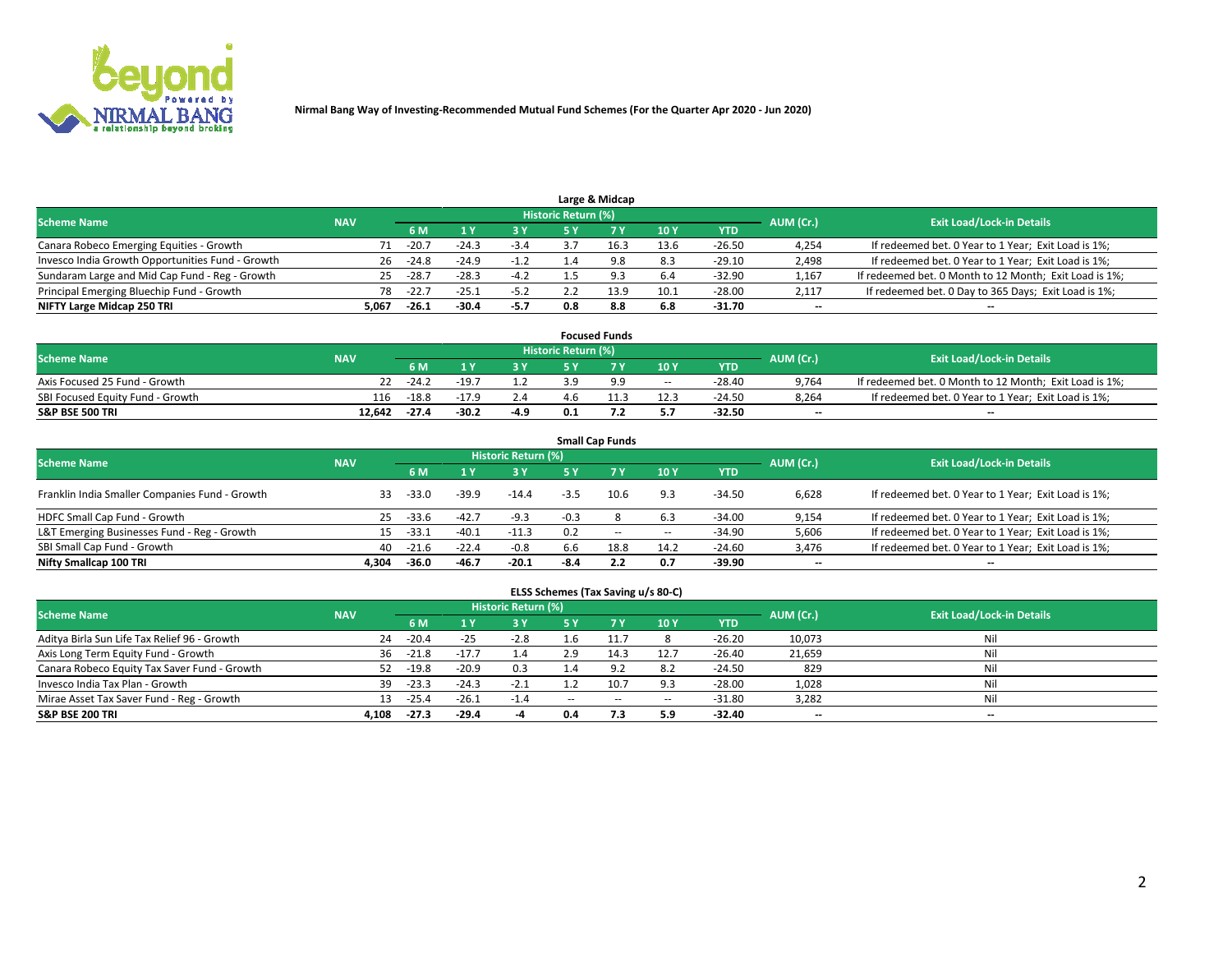Nirmal Bang Way of Investing-Recommended Mutual Fund Schemes (For the Quarter Apr 2020 - Jun 2020)

## Large & Midcap

| Scheme Name | NAV | Historic Return (%) | | | | | | | AUM (Cr.) | Exit Load/Lock-in Details |
|---|---|---|---|---|---|---|---|---|---|---|
| | | 6 M | 1 Y | 3 Y | 5 Y | 7 Y | 10 Y | YTD | | |
| Canara Robeco Emerging Equities - Growth | 71 | -20.7 | -24.3 | -3.4 | 3.7 | 16.3 | 13.6 | -26.50 | 4,254 | If redeemed bet. 0 Year to 1 Year; Exit Load is 1%; |
| Invesco India Growth Opportunities Fund - Growth | 26 | -24.8 | -24.9 | -1.2 | 1.4 | 9.8 | 8.3 | -29.10 | 2,498 | If redeemed bet. 0 Year to 1 Year; Exit Load is 1%; |
| Sundaram Large and Mid Cap Fund - Reg - Growth | 25 | -28.7 | -28.3 | -4.2 | 1.5 | 9.3 | 6.4 | -32.90 | 1,167 | If redeemed bet. 0 Month to 12 Month; Exit Load is 1%; |
| Principal Emerging Bluechip Fund - Growth | 78 | -22.7 | -25.1 | -5.2 | 2.2 | 13.9 | 10.1 | -28.00 | 2,117 | If redeemed bet. 0 Day to 365 Days; Exit Load is 1%; |
| **NIFTY Large Midcap 250 TRI** | **5,067** | **-26.1** | **-30.4** | **-5.7** | **0.8** | **8.8** | **6.8** | **-31.70** | -- | -- |

## Focused Funds

| Scheme Name | NAV | Historic Return (%) | | | | | | | AUM (Cr.) | Exit Load/Lock-in Details |
|---|---|---|---|---|---|---|---|---|---|---|
| | | 6 M | 1 Y | 3 Y | 5 Y | 7 Y | 10 Y | YTD | | |
| Axis Focused 25 Fund - Growth | 22 | -24.2 | -19.7 | 1.2 | 3.9 | 9.9 | -- | -28.40 | 9,764 | If redeemed bet. 0 Month to 12 Month; Exit Load is 1%; |
| SBI Focused Equity Fund - Growth | 116 | -18.8 | -17.9 | 2.4 | 4.6 | 11.3 | 12.3 | -24.50 | 8,264 | If redeemed bet. 0 Year to 1 Year; Exit Load is 1%; |
| **S&P BSE 500 TRI** | **12,642** | **-27.4** | **-30.2** | **-4.9** | **0.1** | **7.2** | **5.7** | **-32.50** | -- | -- |

## Small Cap Funds

| Scheme Name | NAV | Historic Return (%) | | | | | | | AUM (Cr.) | Exit Load/Lock-in Details |
|---|---|---|---|---|---|---|---|---|---|---|
| | | 6 M | 1 Y | 3 Y | 5 Y | 7 Y | 10 Y | YTD | | |
| Franklin India Smaller Companies Fund - Growth | 33 | -33.0 | -39.9 | -14.4 | -3.5 | 10.6 | 9.3 | -34.50 | 6,628 | If redeemed bet. 0 Year to 1 Year; Exit Load is 1%; |
| HDFC Small Cap Fund - Growth | 25 | -33.6 | -42.7 | -9.3 | -0.3 | 8 | 6.3 | -34.00 | 9,154 | If redeemed bet. 0 Year to 1 Year; Exit Load is 1%; |
| L&T Emerging Businesses Fund - Reg - Growth | 15 | -33.1 | -40.1 | -11.3 | 0.2 | -- | -- | -34.90 | 5,606 | If redeemed bet. 0 Year to 1 Year; Exit Load is 1%; |
| SBI Small Cap Fund - Growth | 40 | -21.6 | -22.4 | -0.8 | 6.6 | 18.8 | 14.2 | -24.60 | 3,476 | If redeemed bet. 0 Year to 1 Year; Exit Load is 1%; |
| **Nifty Smallcap 100 TRI** | **4,304** | **-36.0** | **-46.7** | **-20.1** | **-8.4** | **2.2** | **0.7** | **-39.90** | -- | -- |

## ELSS Schemes (Tax Saving u/s 80-C)

| Scheme Name | NAV | Historic Return (%) | | | | | | | AUM (Cr.) | Exit Load/Lock-in Details |
|---|---|---|---|---|---|---|---|---|---|---|
| | | 6 M | 1 Y | 3 Y | 5 Y | 7 Y | 10 Y | YTD | | |
| Aditya Birla Sun Life Tax Relief 96 - Growth | 24 | -20.4 | -25 | -2.8 | 1.6 | 11.7 | 8 | -26.20 | 10,073 | Nil |
| Axis Long Term Equity Fund - Growth | 36 | -21.8 | -17.7 | 1.4 | 2.9 | 14.3 | 12.7 | -26.40 | 21,659 | Nil |
| Canara Robeco Equity Tax Saver Fund - Growth | 52 | -19.8 | -20.9 | 0.3 | 1.4 | 9.2 | 8.2 | -24.50 | 829 | Nil |
| Invesco India Tax Plan - Growth | 39 | -23.3 | -24.3 | -2.1 | 1.2 | 10.7 | 9.3 | -28.00 | 1,028 | Nil |
| Mirae Asset Tax Saver Fund - Reg - Growth | 13 | -25.4 | -26.1 | -1.4 | -- | -- | -- | -31.80 | 3,282 | Nil |
| **S&P BSE 200 TRI** | **4,108** | **-27.3** | **-29.4** | **-4** | **0.4** | **7.3** | **5.9** | **-32.40** | -- | -- |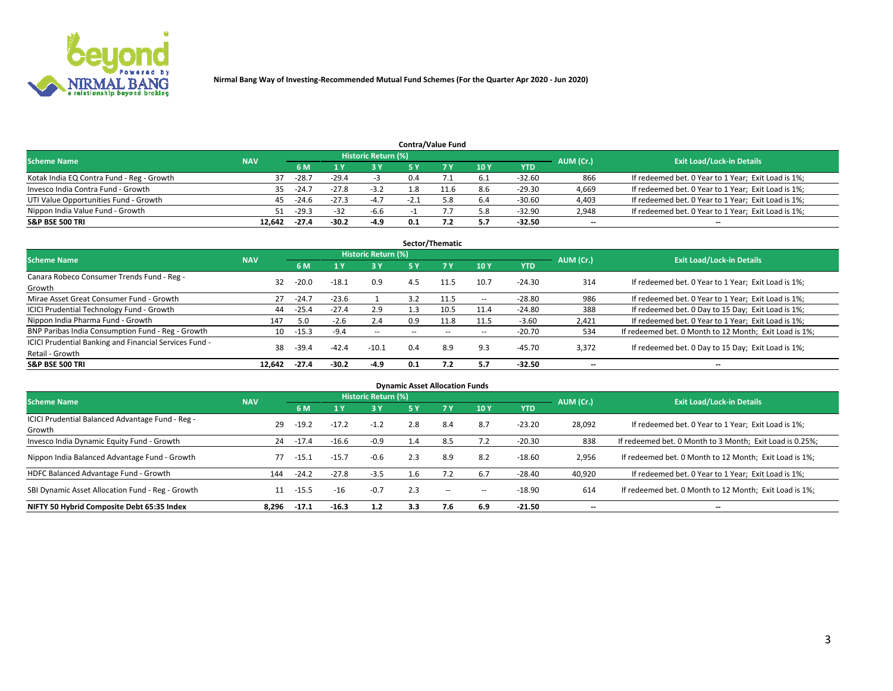Nirmal Bang Way of Investing-Recommended Mutual Fund Schemes (For the Quarter Apr 2020 - Jun 2020)

## Contra/Value Fund

| Scheme Name | NAV | Historic Return (%) | | | | | | | AUM (Cr.) | Exit Load/Lock-in Details |
|---|---|---|---|---|---|---|---|---|---|---|
| | | 6 M | 1 Y | 3 Y | 5 Y | 7 Y | 10 Y | YTD | | |
| Kotak India EQ Contra Fund - Reg - Growth | 37 | -28.7 | -29.4 | -3 | 0.4 | 7.1 | 6.1 | -32.60 | 866 | If redeemed bet. 0 Year to 1 Year; Exit Load is 1%; |
| Invesco India Contra Fund - Growth | 35 | -24.7 | -27.8 | -3.2 | 1.8 | 11.6 | 8.6 | -29.30 | 4,669 | If redeemed bet. 0 Year to 1 Year; Exit Load is 1%; |
| UTI Value Opportunities Fund - Growth | 45 | -24.6 | -27.3 | -4.7 | -2.1 | 5.8 | 6.4 | -30.60 | 4,403 | If redeemed bet. 0 Year to 1 Year; Exit Load is 1%; |
| Nippon India Value Fund - Growth | 51 | -29.3 | -32 | -6.6 | -1 | 7.7 | 5.8 | -32.90 | 2,948 | If redeemed bet. 0 Year to 1 Year; Exit Load is 1%; |
| **S&P BSE 500 TRI** | **12,642** | **-27.4** | **-30.2** | **-4.9** | **0.1** | **7.2** | **5.7** | **-32.50** | **--** | **--** |

## Sector/Thematic

| Scheme Name | NAV | Historic Return (%) | | | | | | | AUM (Cr.) | Exit Load/Lock-in Details |
|---|---|---|---|---|---|---|---|---|---|---|
| | | 6 M | 1 Y | 3 Y | 5 Y | 7 Y | 10 Y | YTD | | |
| Canara Robeco Consumer Trends Fund - Reg - Growth | 32 | -20.0 | -18.1 | 0.9 | 4.5 | 11.5 | 10.7 | -24.30 | 314 | If redeemed bet. 0 Year to 1 Year; Exit Load is 1%; |
| Mirae Asset Great Consumer Fund - Growth | 27 | -24.7 | -23.6 | 1 | 3.2 | 11.5 | -- | -28.80 | 986 | If redeemed bet. 0 Year to 1 Year; Exit Load is 1%; |
| ICICI Prudential Technology Fund - Growth | 44 | -25.4 | -27.4 | 2.9 | 1.3 | 10.5 | 11.4 | -24.80 | 388 | If redeemed bet. 0 Day to 15 Day; Exit Load is 1%; |
| Nippon India Pharma Fund - Growth | 147 | 5.0 | -2.6 | 2.4 | 0.9 | 11.8 | 11.5 | -3.60 | 2,421 | If redeemed bet. 0 Year to 1 Year; Exit Load is 1%; |
| BNP Paribas India Consumption Fund - Reg - Growth | 10 | -15.3 | -9.4 | -- | -- | -- | -- | -20.70 | 534 | If redeemed bet. 0 Month to 12 Month; Exit Load is 1%; |
| ICICI Prudential Banking and Financial Services Fund - Retail - Growth | 38 | -39.4 | -42.4 | -10.1 | 0.4 | 8.9 | 9.3 | -45.70 | 3,372 | If redeemed bet. 0 Day to 15 Day; Exit Load is 1%; |
| **S&P BSE 500 TRI** | **12,642** | **-27.4** | **-30.2** | **-4.9** | **0.1** | **7.2** | **5.7** | **-32.50** | **--** | **--** |

## Dynamic Asset Allocation Funds

| Scheme Name | NAV | Historic Return (%) | | | | | | | AUM (Cr.) | Exit Load/Lock-in Details |
|---|---|---|---|---|---|---|---|---|---|---|
| | | 6 M | 1 Y | 3 Y | 5 Y | 7 Y | 10 Y | YTD | | |
| ICICI Prudential Balanced Advantage Fund - Reg - Growth | 29 | -19.2 | -17.2 | -1.2 | 2.8 | 8.4 | 8.7 | -23.20 | 28,092 | If redeemed bet. 0 Year to 1 Year; Exit Load is 1%; |
| Invesco India Dynamic Equity Fund - Growth | 24 | -17.4 | -16.6 | -0.9 | 1.4 | 8.5 | 7.2 | -20.30 | 838 | If redeemed bet. 0 Month to 3 Month; Exit Load is 0.25%; |
| Nippon India Balanced Advantage Fund - Growth | 77 | -15.1 | -15.7 | -0.6 | 2.3 | 8.9 | 8.2 | -18.60 | 2,956 | If redeemed bet. 0 Month to 12 Month; Exit Load is 1%; |
| HDFC Balanced Advantage Fund - Growth | 144 | -24.2 | -27.8 | -3.5 | 1.6 | 7.2 | 6.7 | -28.40 | 40,920 | If redeemed bet. 0 Year to 1 Year; Exit Load is 1%; |
| SBI Dynamic Asset Allocation Fund - Reg - Growth | 11 | -15.5 | -16 | -0.7 | 2.3 | -- | -- | -18.90 | 614 | If redeemed bet. 0 Month to 12 Month; Exit Load is 1%; |
| **NIFTY 50 Hybrid Composite Debt 65:35 Index** | **8,296** | **-17.1** | **-16.3** | **1.2** | **3.3** | **7.6** | **6.9** | **-21.50** | **--** | **--** |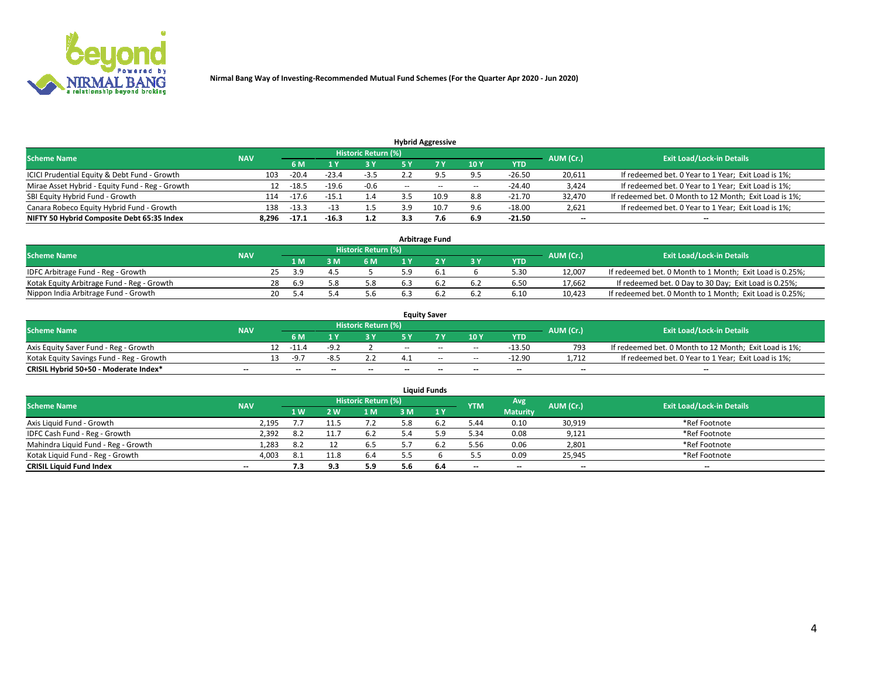Nirmal Bang Way of Investing-Recommended Mutual Fund Schemes (For the Quarter Apr 2020 - Jun 2020)

### Hybrid Aggressive

| Scheme Name | NAV | Historic Return (%) | | | | | | | AUM (Cr.) | Exit Load/Lock-in Details |
|---|---|---|---|---|---|---|---|---|---|---|
| | | 6 M | 1 Y | 3 Y | 5 Y | 7 Y | 10 Y | YTD | | |
| ICICI Prudential Equity & Debt Fund - Growth | 103 | -20.4 | -23.4 | -3.5 | 2.2 | 9.5 | 9.5 | -26.50 | 20,611 | If redeemed bet. 0 Year to 1 Year; Exit Load is 1%; |
| Mirae Asset Hybrid - Equity Fund - Reg - Growth | 12 | -18.5 | -19.6 | -0.6 | -- | -- | -- | -24.40 | 3,424 | If redeemed bet. 0 Year to 1 Year; Exit Load is 1%; |
| SBI Equity Hybrid Fund - Growth | 114 | -17.6 | -15.1 | 1.4 | 3.5 | 10.9 | 8.8 | -21.70 | 32,470 | If redeemed bet. 0 Month to 12 Month; Exit Load is 1%; |
| Canara Robeco Equity Hybrid Fund - Growth | 138 | -13.3 | -13 | 1.5 | 3.9 | 10.7 | 9.6 | -18.00 | 2,621 | If redeemed bet. 0 Year to 1 Year; Exit Load is 1%; |
| **NIFTY 50 Hybrid Composite Debt 65:35 Index** | **8,296** | **-17.1** | **-16.3** | **1.2** | **3.3** | **7.6** | **6.9** | **-21.50** | **--** | **--** |

### Arbitrage Fund

| Scheme Name | NAV | Historic Return (%) | | | | | | | AUM (Cr.) | Exit Load/Lock-in Details |
|---|---|---|---|---|---|---|---|---|---|---|
| | | 1 M | 3 M | 6 M | 1 Y | 2 Y | 3 Y | YTD | | |
| IDFC Arbitrage Fund - Reg - Growth | 25 | 3.9 | 4.5 | 5 | 5.9 | 6.1 | 6 | 5.30 | 12,007 | If redeemed bet. 0 Month to 1 Month; Exit Load is 0.25%; |
| Kotak Equity Arbitrage Fund - Reg - Growth | 28 | 6.9 | 5.8 | 5.8 | 6.3 | 6.2 | 6.2 | 6.50 | 17,662 | If redeemed bet. 0 Day to 30 Day; Exit Load is 0.25%; |
| Nippon India Arbitrage Fund - Growth | 20 | 5.4 | 5.4 | 5.6 | 6.3 | 6.2 | 6.2 | 6.10 | 10,423 | If redeemed bet. 0 Month to 1 Month; Exit Load is 0.25%; |

### Equity Saver

| Scheme Name | NAV | Historic Return (%) | | | | | | | AUM (Cr.) | Exit Load/Lock-in Details |
|---|---|---|---|---|---|---|---|---|---|---|
| | | 6 M | 1 Y | 3 Y | 5 Y | 7 Y | 10 Y | YTD | | |
| Axis Equity Saver Fund - Reg - Growth | 12 | -11.4 | -9.2 | 2 | -- | -- | -- | -13.50 | 793 | If redeemed bet. 0 Month to 12 Month; Exit Load is 1%; |
| Kotak Equity Savings Fund - Reg - Growth | 13 | -9.7 | -8.5 | 2.2 | 4.1 | -- | -- | -12.90 | 1,712 | If redeemed bet. 0 Year to 1 Year; Exit Load is 1%; |
| **CRISIL Hybrid 50+50 - Moderate Index*** | **--** | **--** | **--** | **--** | **--** | **--** | **--** | **--** | **--** | **--** |

### Liquid Funds

| Scheme Name | NAV | Historic Return (%) | | | | | YTM | Avg Maturity | AUM (Cr.) | Exit Load/Lock-in Details |
|---|---|---|---|---|---|---|---|---|---|---|
| | | 1 W | 2 W | 1 M | 3 M | 1 Y | | | | |
| Axis Liquid Fund - Growth | 2,195 | 7.7 | 11.5 | 7.2 | 5.8 | 6.2 | 5.44 | 0.10 | 30,919 | *Ref Footnote |
| IDFC Cash Fund - Reg - Growth | 2,392 | 8.2 | 11.7 | 6.2 | 5.4 | 5.9 | 5.34 | 0.08 | 9,121 | *Ref Footnote |
| Mahindra Liquid Fund - Reg - Growth | 1,283 | 8.2 | 12 | 6.5 | 5.7 | 6.2 | 5.56 | 0.06 | 2,801 | *Ref Footnote |
| Kotak Liquid Fund - Reg - Growth | 4,003 | 8.1 | 11.8 | 6.4 | 5.5 | 6 | 5.5 | 0.09 | 25,945 | *Ref Footnote |
| **CRISIL Liquid Fund Index** | **--** | **7.3** | **9.3** | **5.9** | **5.6** | **6.4** | **--** | **--** | **--** | **--** |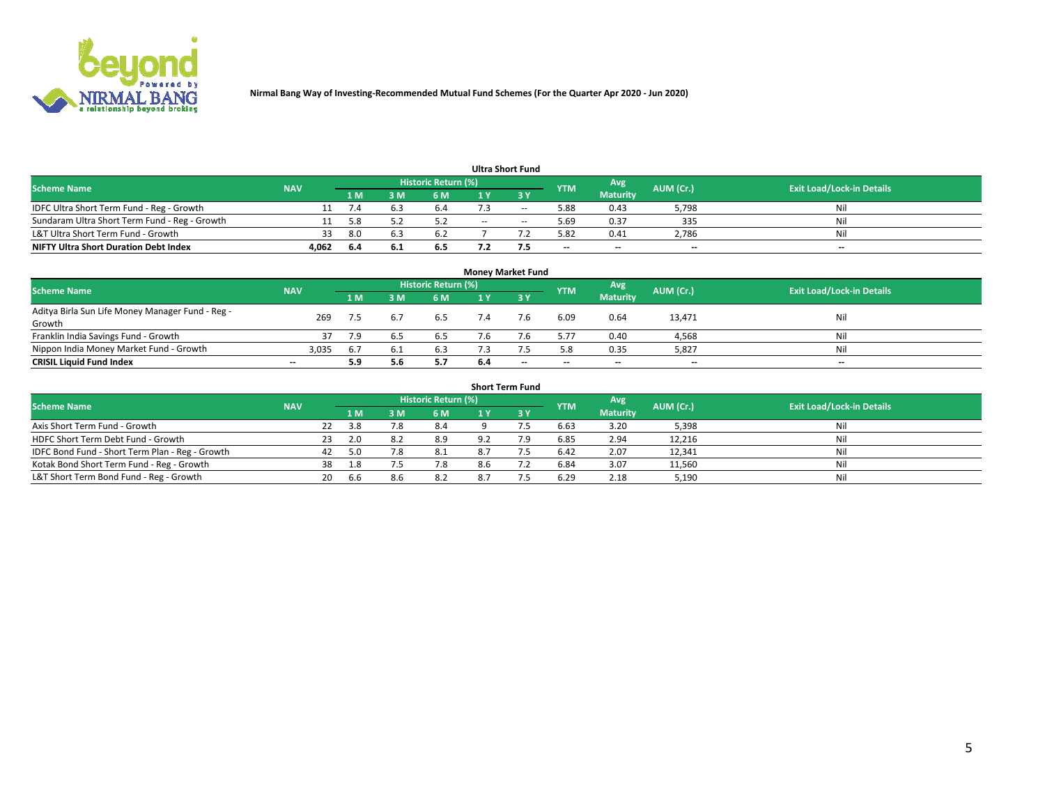Nirmal Bang Way of Investing-Recommended Mutual Fund Schemes (For the Quarter Apr 2020 - Jun 2020)

## Ultra Short Fund

| Scheme Name | NAV | Historic Return (%) | | | | | YTM | Avg Maturity | AUM (Cr.) | Exit Load/Lock-in Details |
|---|---|---|---|---|---|---|---|---|---|---|
| | | 1 M | 3 M | 6 M | 1 Y | 3 Y | | | | |
| IDFC Ultra Short Term Fund - Reg - Growth | 11 | 7.4 | 6.3 | 6.4 | 7.3 | -- | 5.88 | 0.43 | 5,798 | Nil |
| Sundaram Ultra Short Term Fund - Reg - Growth | 11 | 5.8 | 5.2 | 5.2 | -- | -- | 5.69 | 0.37 | 335 | Nil |
| L&T Ultra Short Term Fund - Growth | 33 | 8.0 | 6.3 | 6.2 | 7 | 7.2 | 5.82 | 0.41 | 2,786 | Nil |
| **NIFTY Ultra Short Duration Debt Index** | **4,062** | **6.4** | **6.1** | **6.5** | **7.2** | **7.5** | **--** | **--** | **--** | **--** |

## Money Market Fund

| Scheme Name | NAV | Historic Return (%) | | | | | YTM | Avg Maturity | AUM (Cr.) | Exit Load/Lock-in Details |
|---|---|---|---|---|---|---|---|---|---|---|
| | | 1 M | 3 M | 6 M | 1 Y | 3 Y | | | | |
| Aditya Birla Sun Life Money Manager Fund - Reg - Growth | 269 | 7.5 | 6.7 | 6.5 | 7.4 | 7.6 | 6.09 | 0.64 | 13,471 | Nil |
| Franklin India Savings Fund - Growth | 37 | 7.9 | 6.5 | 6.5 | 7.6 | 7.6 | 5.77 | 0.40 | 4,568 | Nil |
| Nippon India Money Market Fund - Growth | 3,035 | 6.7 | 6.1 | 6.3 | 7.3 | 7.5 | 5.8 | 0.35 | 5,827 | Nil |
| **CRISIL Liquid Fund Index** | **--** | **5.9** | **5.6** | **5.7** | **6.4** | **--** | **--** | **--** | **--** | **--** |

## Short Term Fund

| Scheme Name | NAV | Historic Return (%) | | | | | YTM | Avg Maturity | AUM (Cr.) | Exit Load/Lock-in Details |
|---|---|---|---|---|---|---|---|---|---|---|
| | | 1 M | 3 M | 6 M | 1 Y | 3 Y | | | | |
| Axis Short Term Fund - Growth | 22 | 3.8 | 7.8 | 8.4 | 9 | 7.5 | 6.63 | 3.20 | 5,398 | Nil |
| HDFC Short Term Debt Fund - Growth | 23 | 2.0 | 8.2 | 8.9 | 9.2 | 7.9 | 6.85 | 2.94 | 12,216 | Nil |
| IDFC Bond Fund - Short Term Plan - Reg - Growth | 42 | 5.0 | 7.8 | 8.1 | 8.7 | 7.5 | 6.42 | 2.07 | 12,341 | Nil |
| Kotak Bond Short Term Fund - Reg - Growth | 38 | 1.8 | 7.5 | 7.8 | 8.6 | 7.2 | 6.84 | 3.07 | 11,560 | Nil |
| L&T Short Term Bond Fund - Reg - Growth | 20 | 6.6 | 8.6 | 8.2 | 8.7 | 7.5 | 6.29 | 2.18 | 5,190 | Nil |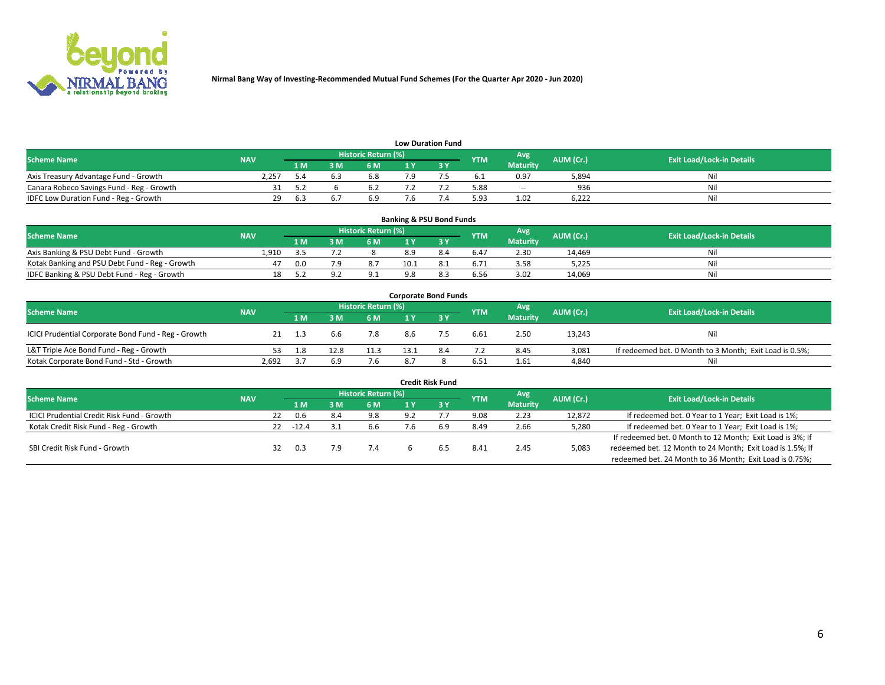Nirmal Bang Way of Investing-Recommended Mutual Fund Schemes (For the Quarter Apr 2020 - Jun 2020)

## Low Duration Fund

| Scheme Name | NAV | Historic Return (%) | | | | | YTM | Avg Maturity | AUM (Cr.) | Exit Load/Lock-in Details |
|---|---|---|---|---|---|---|---|---|---|---|
| | | 1 M | 3 M | 6 M | 1 Y | 3 Y | | | | |
| Axis Treasury Advantage Fund - Growth | 2,257 | 5.4 | 6.3 | 6.8 | 7.9 | 7.5 | 6.1 | 0.97 | 5,894 | Nil |
| Canara Robeco Savings Fund - Reg - Growth | 31 | 5.2 | 6 | 6.2 | 7.2 | 7.2 | 5.88 | -- | 936 | Nil |
| IDFC Low Duration Fund - Reg - Growth | 29 | 6.3 | 6.7 | 6.9 | 7.6 | 7.4 | 5.93 | 1.02 | 6,222 | Nil |

## Banking & PSU Bond Funds

| Scheme Name | NAV | Historic Return (%) | | | | | YTM | Avg Maturity | AUM (Cr.) | Exit Load/Lock-in Details |
|---|---|---|---|---|---|---|---|---|---|---|
| | | 1 M | 3 M | 6 M | 1 Y | 3 Y | | | | |
| Axis Banking & PSU Debt Fund - Growth | 1,910 | 3.5 | 7.2 | 8 | 8.9 | 8.4 | 6.47 | 2.30 | 14,469 | Nil |
| Kotak Banking and PSU Debt Fund - Reg - Growth | 47 | 0.0 | 7.9 | 8.7 | 10.1 | 8.1 | 6.71 | 3.58 | 5,225 | Nil |
| IDFC Banking & PSU Debt Fund - Reg - Growth | 18 | 5.2 | 9.2 | 9.1 | 9.8 | 8.3 | 6.56 | 3.02 | 14,069 | Nil |

## Corporate Bond Funds

| Scheme Name | NAV | Historic Return (%) | | | | | YTM | Avg Maturity | AUM (Cr.) | Exit Load/Lock-in Details |
|---|---|---|---|---|---|---|---|---|---|---|
| | | 1 M | 3 M | 6 M | 1 Y | 3 Y | | | | |
| ICICI Prudential Corporate Bond Fund - Reg - Growth | 21 | 1.3 | 6.6 | 7.8 | 8.6 | 7.5 | 6.61 | 2.50 | 13,243 | Nil |
| L&T Triple Ace Bond Fund - Reg - Growth | 53 | 1.8 | 12.8 | 11.3 | 13.1 | 8.4 | 7.2 | 8.45 | 3,081 | If redeemed bet. 0 Month to 3 Month; Exit Load is 0.5%; |
| Kotak Corporate Bond Fund - Std - Growth | 2,692 | 3.7 | 6.9 | 7.6 | 8.7 | 8 | 6.51 | 1.61 | 4,840 | Nil |

## Credit Risk Fund

| Scheme Name | NAV | Historic Return (%) | | | | | YTM | Avg Maturity | AUM (Cr.) | Exit Load/Lock-in Details |
|---|---|---|---|---|---|---|---|---|---|---|
| | | 1 M | 3 M | 6 M | 1 Y | 3 Y | | | | |
| ICICI Prudential Credit Risk Fund - Growth | 22 | 0.6 | 8.4 | 9.8 | 9.2 | 7.7 | 9.08 | 2.23 | 12,872 | If redeemed bet. 0 Year to 1 Year; Exit Load is 1%; |
| Kotak Credit Risk Fund - Reg - Growth | 22 | -12.4 | 3.1 | 6.6 | 7.6 | 6.9 | 8.49 | 2.66 | 5,280 | If redeemed bet. 0 Year to 1 Year; Exit Load is 1%; |
| SBI Credit Risk Fund - Growth | 32 | 0.3 | 7.9 | 7.4 | 6 | 6.5 | 8.41 | 2.45 | 5,083 | If redeemed bet. 0 Month to 12 Month; Exit Load is 3%; If redeemed bet. 12 Month to 24 Month; Exit Load is 1.5%; If redeemed bet. 24 Month to 36 Month; Exit Load is 0.75%; |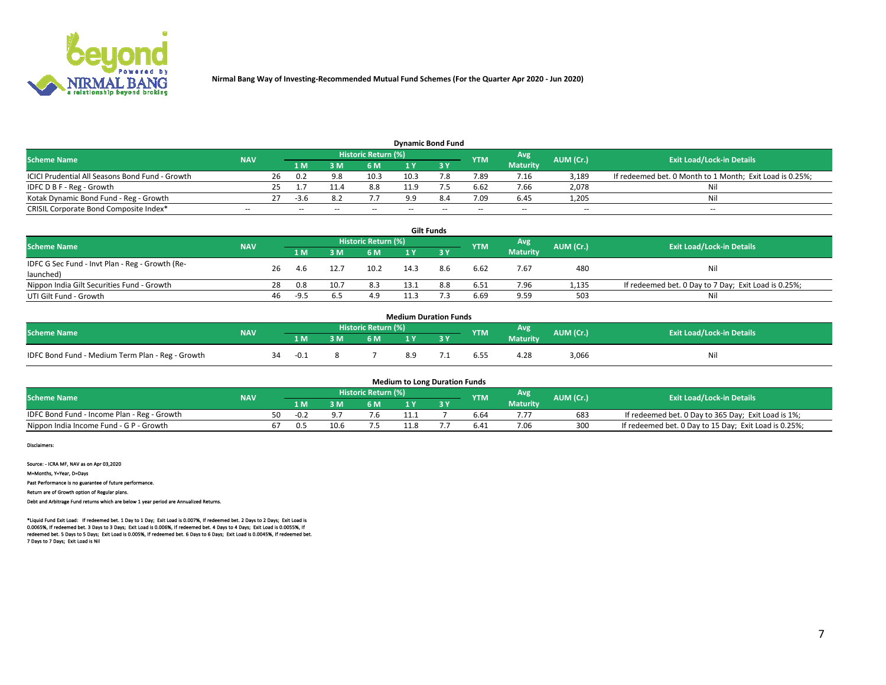**Nirmal Bang Way of Investing-Recommended Mutual Fund Schemes (For the Quarter Apr 2020 - Jun 2020)**

### Dynamic Bond Fund

| Scheme Name | NAV | Historic Return (%) | | | | | YTM | Avg Maturity | AUM (Cr.) | Exit Load/Lock-in Details |
|---|---|---|---|---|---|---|---|---|---|---|
| | | 1 M | 3 M | 6 M | 1 Y | 3 Y | | | | |
| ICICI Prudential All Seasons Bond Fund - Growth | 26 | 0.2 | 9.8 | 10.3 | 10.3 | 7.8 | 7.89 | 7.16 | 3,189 | If redeemed bet. 0 Month to 1 Month; Exit Load is 0.25%; |
| IDFC D B F - Reg - Growth | 25 | 1.7 | 11.4 | 8.8 | 11.9 | 7.5 | 6.62 | 7.66 | 2,078 | Nil |
| Kotak Dynamic Bond Fund - Reg - Growth | 27 | -3.6 | 8.2 | 7.7 | 9.9 | 8.4 | 7.09 | 6.45 | 1,205 | Nil |
| CRISIL Corporate Bond Composite Index* | -- | -- | -- | -- | -- | -- | -- | -- | -- | -- |

### Gilt Funds

| Scheme Name | NAV | Historic Return (%) | | | | | YTM | Avg Maturity | AUM (Cr.) | Exit Load/Lock-in Details |
|---|---|---|---|---|---|---|---|---|---|---|
| | | 1 M | 3 M | 6 M | 1 Y | 3 Y | | | | |
| IDFC G Sec Fund - Invt Plan - Reg - Growth (Re-launched) | 26 | 4.6 | 12.7 | 10.2 | 14.3 | 8.6 | 6.62 | 7.67 | 480 | Nil |
| Nippon India Gilt Securities Fund - Growth | 28 | 0.8 | 10.7 | 8.3 | 13.1 | 8.8 | 6.51 | 7.96 | 1,135 | If redeemed bet. 0 Day to 7 Day; Exit Load is 0.25%; |
| UTI Gilt Fund - Growth | 46 | -9.5 | 6.5 | 4.9 | 11.3 | 7.3 | 6.69 | 9.59 | 503 | Nil |

### Medium Duration Funds

| Scheme Name | NAV | Historic Return (%) | | | | | YTM | Avg Maturity | AUM (Cr.) | Exit Load/Lock-in Details |
|---|---|---|---|---|---|---|---|---|---|---|
| | | 1 M | 3 M | 6 M | 1 Y | 3 Y | | | | |
| IDFC Bond Fund - Medium Term Plan - Reg - Growth | 34 | -0.1 | 8 | 7 | 8.9 | 7.1 | 6.55 | 4.28 | 3,066 | Nil |

### Medium to Long Duration Funds

| Scheme Name | NAV | Historic Return (%) | | | | | YTM | Avg Maturity | AUM (Cr.) | Exit Load/Lock-in Details |
|---|---|---|---|---|---|---|---|---|---|---|
| | | 1 M | 3 M | 6 M | 1 Y | 3 Y | | | | |
| IDFC Bond Fund - Income Plan - Reg - Growth | 50 | -0.2 | 9.7 | 7.6 | 11.1 | 7 | 6.64 | 7.77 | 683 | If redeemed bet. 0 Day to 365 Day; Exit Load is 1%; |
| Nippon India Income Fund - G P - Growth | 67 | 0.5 | 10.6 | 7.5 | 11.8 | 7.7 | 6.41 | 7.06 | 300 | If redeemed bet. 0 Day to 15 Day; Exit Load is 0.25%; |

Disclaimers:

Source: - ICRA MF, NAV as on Apr 03,2020

M=Months, Y=Year, D=Days

Past Performance is no guarantee of future performance.

Return are of Growth option of Regular plans.

Debt and Arbitrage Fund returns which are below 1 year period are Annualized Returns.

*Liquid Fund Exit Load: If redeemed bet. 1 Day to 1 Day; Exit Load is 0.007%, If redeemed bet. 2 Days to 2 Days; Exit Load is 0.0065%, If redeemed bet. 3 Days to 3 Days; Exit Load is 0.006%, If redeemed bet. 4 Days to 4 Days; Exit Load is 0.0055%, If redeemed bet. 5 Days to 5 Days; Exit Load is 0.005%, If redeemed bet. 6 Days to 6 Days; Exit Load is 0.0045%, If redeemed bet. 7 Days to 7 Days; Exit Load is Nil